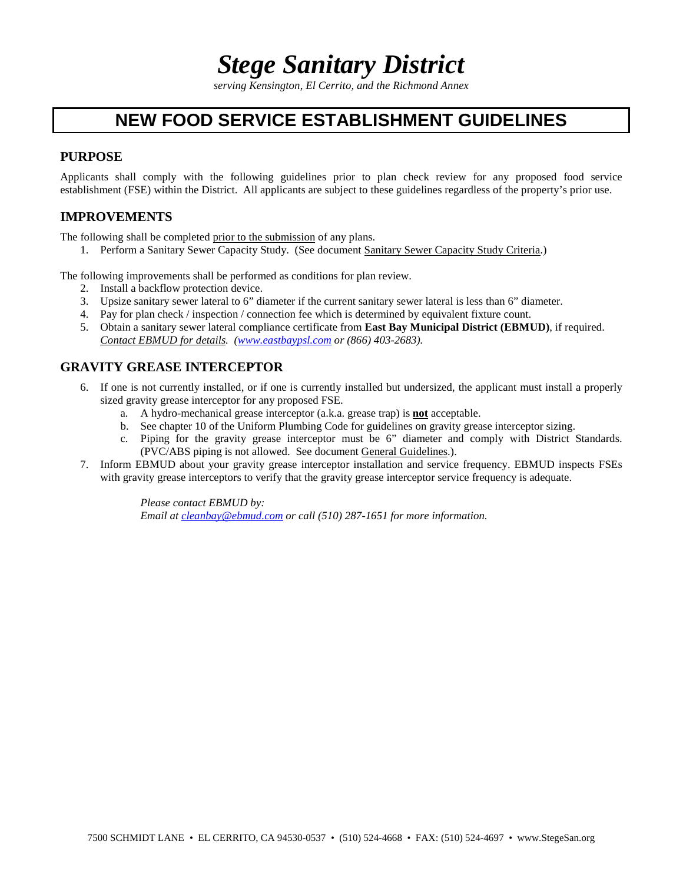# *Stege Sanitary District*

*serving Kensington, El Cerrito, and the Richmond Annex*

## NEW FOOD SERVICE ESTABLISHMENT GUIDELINES

### PURPOSE

Applicants shall comply with the following guidelines prior to plan check review for any proposed food service establishment (FSE) within the District. All applicants are subject to these guidelines regardless of the property's prior use.

### IMPROVEMENTS

The following shall be completed prior to the submission of any plans.

1. Perform a Sanitary Sewer Capacity Study. (See document Sanitary Sewer Capacity Study Criteria.)

The following improvements shall be performed as conditions for plan review.

2. Install a backflow protection device.
3. Upsize sanitary sewer lateral to 6" diameter if the current sanitary sewer lateral is less than 6" diameter.
4. Pay for plan check / inspection / connection fee which is determined by equivalent fixture count.
5. Obtain a sanitary sewer lateral compliance certificate from **East Bay Municipal District (EBMUD)**, if required. *Contact EBMUD for details. (www.eastbaypsl.com or (866) 403-2683).*

### GRAVITY GREASE INTERCEPTOR

6. If one is not currently installed, or if one is currently installed but undersized, the applicant must install a properly sized gravity grease interceptor for any proposed FSE.
   a. A hydro-mechanical grease interceptor (a.k.a. grease trap) is **not** acceptable.
   b. See chapter 10 of the Uniform Plumbing Code for guidelines on gravity grease interceptor sizing.
   c. Piping for the gravity grease interceptor must be 6" diameter and comply with District Standards. (PVC/ABS piping is not allowed. See document General Guidelines.).
7. Inform EBMUD about your gravity grease interceptor installation and service frequency. EBMUD inspects FSEs with gravity grease interceptors to verify that the gravity grease interceptor service frequency is adequate.

   *Please contact EBMUD by:*
   *Email at cleanbay@ebmud.com or call (510) 287-1651 for more information.*

7500 SCHMIDT LANE • EL CERRITO, CA 94530-0537 • (510) 524-4668 • FAX: (510) 524-4697 • www.StegeSan.org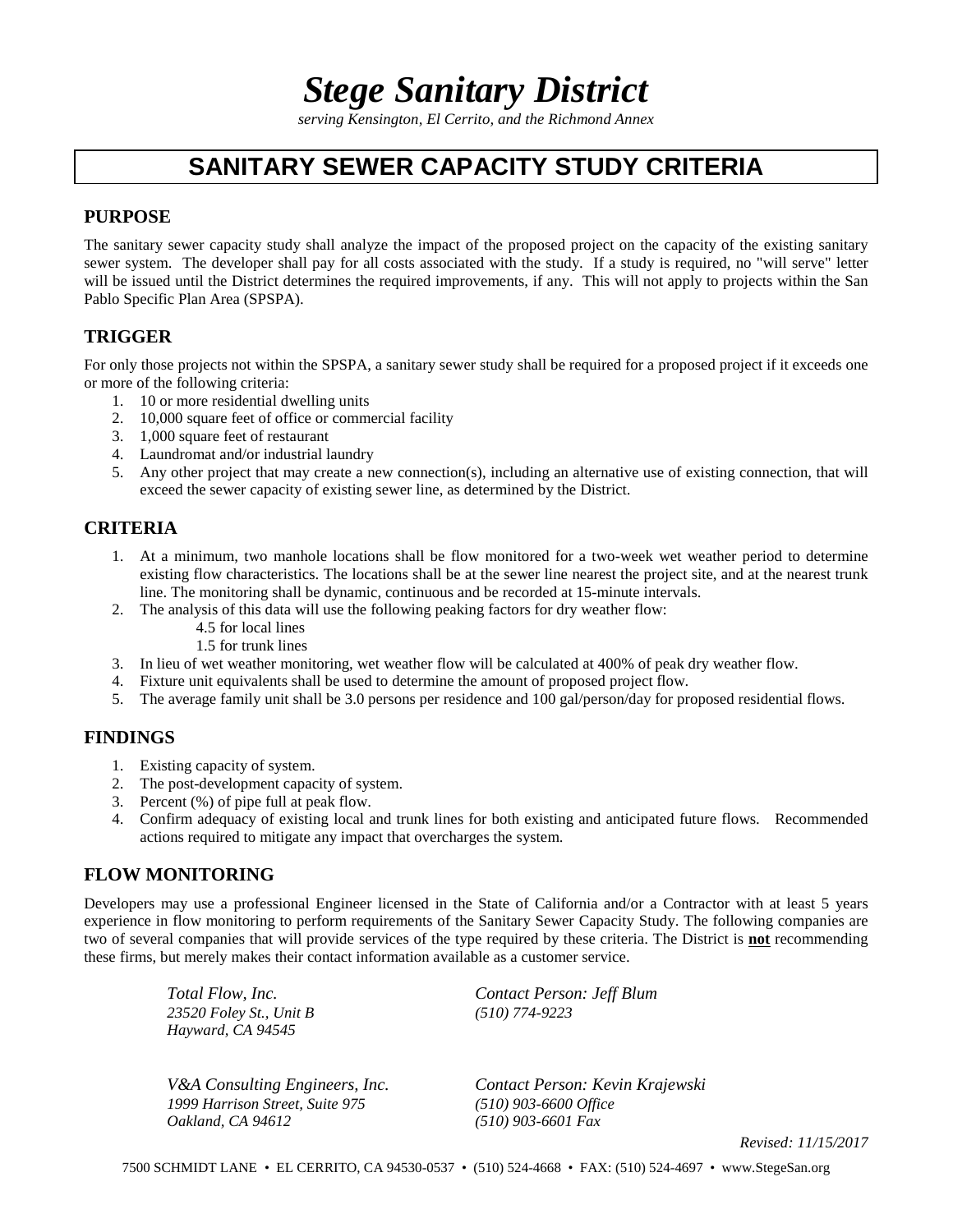# *Stege Sanitary District*

*serving Kensington, El Cerrito, and the Richmond Annex*

## SANITARY SEWER CAPACITY STUDY CRITERIA

### PURPOSE

The sanitary sewer capacity study shall analyze the impact of the proposed project on the capacity of the existing sanitary sewer system. The developer shall pay for all costs associated with the study. If a study is required, no "will serve" letter will be issued until the District determines the required improvements, if any. This will not apply to projects within the San Pablo Specific Plan Area (SPSPA).

### TRIGGER

For only those projects not within the SPSPA, a sanitary sewer study shall be required for a proposed project if it exceeds one or more of the following criteria:

1. 10 or more residential dwelling units
2. 10,000 square feet of office or commercial facility
3. 1,000 square feet of restaurant
4. Laundromat and/or industrial laundry
5. Any other project that may create a new connection(s), including an alternative use of existing connection, that will exceed the sewer capacity of existing sewer line, as determined by the District.

### CRITERIA

1. At a minimum, two manhole locations shall be flow monitored for a two-week wet weather period to determine existing flow characteristics. The locations shall be at the sewer line nearest the project site, and at the nearest trunk line. The monitoring shall be dynamic, continuous and be recorded at 15-minute intervals.
2. The analysis of this data will use the following peaking factors for dry weather flow:
   - 4.5 for local lines
   - 1.5 for trunk lines
3. In lieu of wet weather monitoring, wet weather flow will be calculated at 400% of peak dry weather flow.
4. Fixture unit equivalents shall be used to determine the amount of proposed project flow.
5. The average family unit shall be 3.0 persons per residence and 100 gal/person/day for proposed residential flows.

### FINDINGS

1. Existing capacity of system.
2. The post-development capacity of system.
3. Percent (%) of pipe full at peak flow.
4. Confirm adequacy of existing local and trunk lines for both existing and anticipated future flows. Recommended actions required to mitigate any impact that overcharges the system.

### FLOW MONITORING

Developers may use a professional Engineer licensed in the State of California and/or a Contractor with at least 5 years experience in flow monitoring to perform requirements of the Sanitary Sewer Capacity Study. The following companies are two of several companies that will provide services of the type required by these criteria. The District is **not** recommending these firms, but merely makes their contact information available as a customer service.

*Total Flow, Inc.*
*23520 Foley St., Unit B*
*Hayward, CA 94545*

*Contact Person: Jeff Blum*
*(510) 774-9223*

*V&A Consulting Engineers, Inc.*
*1999 Harrison Street, Suite 975*
*Oakland, CA 94612*

*Contact Person: Kevin Krajewski*
*(510) 903-6600 Office*
*(510) 903-6601 Fax*

*Revised: 11/15/2017*

7500 SCHMIDT LANE • EL CERRITO, CA 94530-0537 • (510) 524-4668 • FAX: (510) 524-4697 • www.StegeSan.org